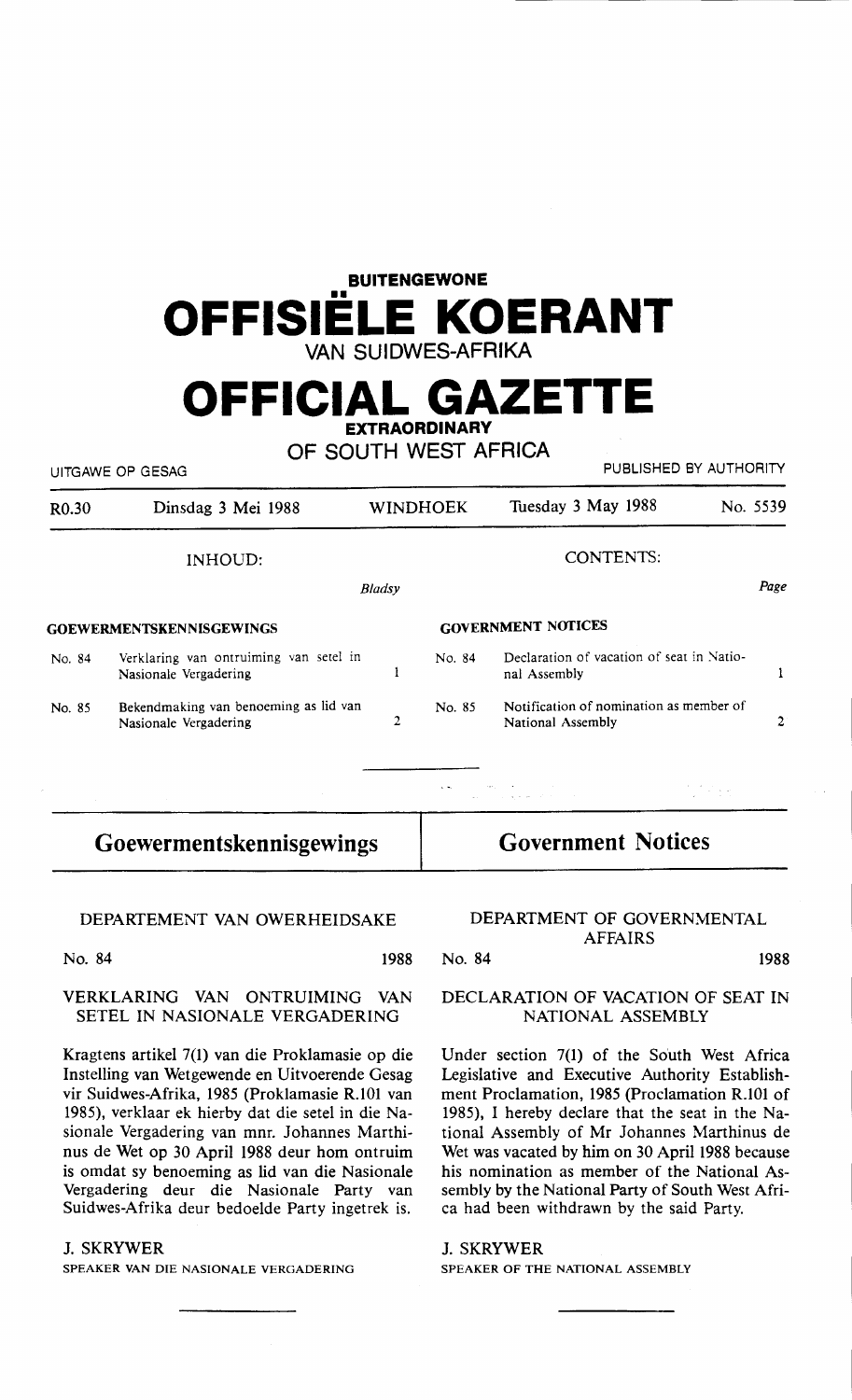# BUITENGEWONE OFFISIËLE KOERANT VAN SUIDWES-AFRIKA

# OFFICIAL GAZETTE EXTRAORDINARY OF SOUTH WEST AFRICA

UITGAWE OP GESAG | PUBLISHED BY AUTHORITY

| R0.30 | Dinsdag 3 Mei 1988 | WINDHOEK | Tuesday 3 May 1988 | No. 5539 |
|---|---|---|---|---|

| INHOUD: | | *Bladsy* | CONTENTS: | | *Page* |
|---|---|---|---|---|---|
| **GOEWERMENTSKENNISGEWINGS** | | | **GOVERNMENT NOTICES** | | |
| No. 84 | Verklaring van ontruiming van setel in Nasionale Vergadering | 1 | No. 84 | Declaration of vacation of seat in National Assembly | 1 |
| No. 85 | Bekendmaking van benoeming as lid van Nasionale Vergadering | 2 | No. 85 | Notification of nomination as member of National Assembly | 2 |

## Goewermentskennisgewings

DEPARTEMENT VAN OWERHEIDSAKE

No. 84 1988

### VERKLARING VAN ONTRUIMING VAN SETEL IN NASIONALE VERGADERING

Kragtens artikel 7(1) van die Proklamasie op die Instelling van Wetgewende en Uitvoerende Gesag vir Suidwes-Afrika, 1985 (Proklamasie R.101 van 1985), verklaar ek hierby dat die setel in die Nasionale Vergadering van mnr. Johannes Marthinus de Wet op 30 April 1988 deur hom ontruim is omdat sy benoeming as lid van die Nasionale Vergadering deur die Nasionale Party van Suidwes-Afrika deur bedoelde Party ingetrek is.

J. SKRYWER
SPEAKER VAN DIE NASIONALE VERGADERING

## Government Notices

DEPARTMENT OF GOVERNMENTAL AFFAIRS

No. 84 1988

### DECLARATION OF VACATION OF SEAT IN NATIONAL ASSEMBLY

Under section 7(1) of the South West Africa Legislative and Executive Authority Establishment Proclamation, 1985 (Proclamation R.101 of 1985), I hereby declare that the seat in the National Assembly of Mr Johannes Marthinus de Wet was vacated by him on 30 April 1988 because his nomination as member of the National Assembly by the National Party of South West Africa had been withdrawn by the said Party.

J. SKRYWER
SPEAKER OF THE NATIONAL ASSEMBLY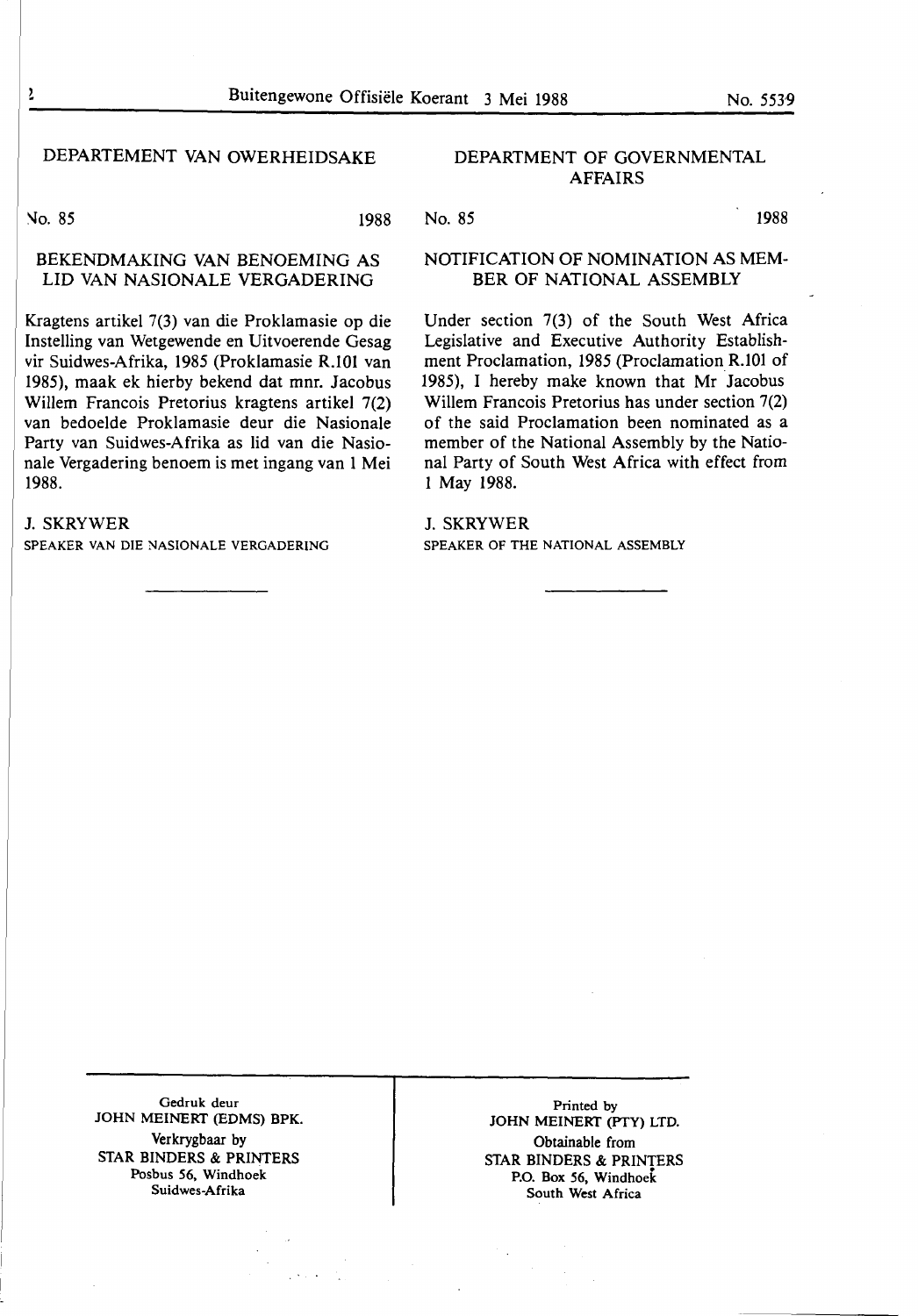## DEPARTEMENT VAN OWERHEIDSAKE

No. 85 1988

### BEKENDMAKING VAN BENOEMING AS LID VAN NASIONALE VERGADERING

Kragtens artikel 7(3) van die Proklamasie op die Instelling van Wetgewende en Uitvoerende Gesag vir Suidwes-Afrika, 1985 (Proklamasie R.101 van 1985), maak ek hierby bekend dat mnr. Jacobus Willem Francois Pretorius kragtens artikel 7(2) van bedoelde Proklamasie deur die Nasionale Party van Suidwes-Afrika as lid van die Nasionale Vergadering benoem is met ingang van 1 Mei 1988.

J. SKRYWER
SPEAKER VAN DIE NASIONALE VERGADERING

## DEPARTMENT OF GOVERNMENTAL AFFAIRS

No. 85 1988

### NOTIFICATION OF NOMINATION AS MEMBER OF NATIONAL ASSEMBLY

Under section 7(3) of the South West Africa Legislative and Executive Authority Establishment Proclamation, 1985 (Proclamation R.101 of 1985), I hereby make known that Mr Jacobus Willem Francois Pretorius has under section 7(2) of the said Proclamation been nominated as a member of the National Assembly by the National Party of South West Africa with effect from 1 May 1988.

J. SKRYWER
SPEAKER OF THE NATIONAL ASSEMBLY

---

Gedruk deur
JOHN MEINERT (EDMS) BPK.
Verkrygbaar by
STAR BINDERS & PRINTERS
Posbus 56, Windhoek
Suidwes-Afrika

Printed by
JOHN MEINERT (PTY) LTD.
Obtainable from
STAR BINDERS & PRINTERS
P.O. Box 56, Windhoek
South West Africa